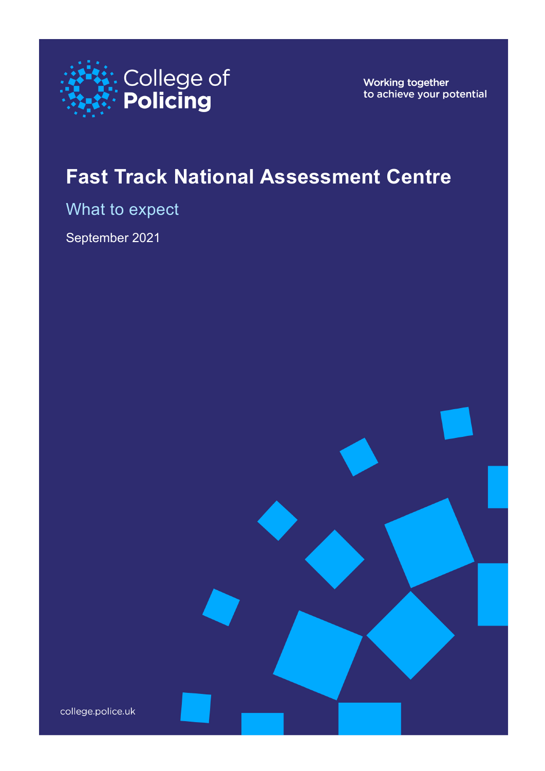College of Policing

Working together to achieve your potential

# Fast Track National Assessment Centre

## What to expect

September 2021

college.police.uk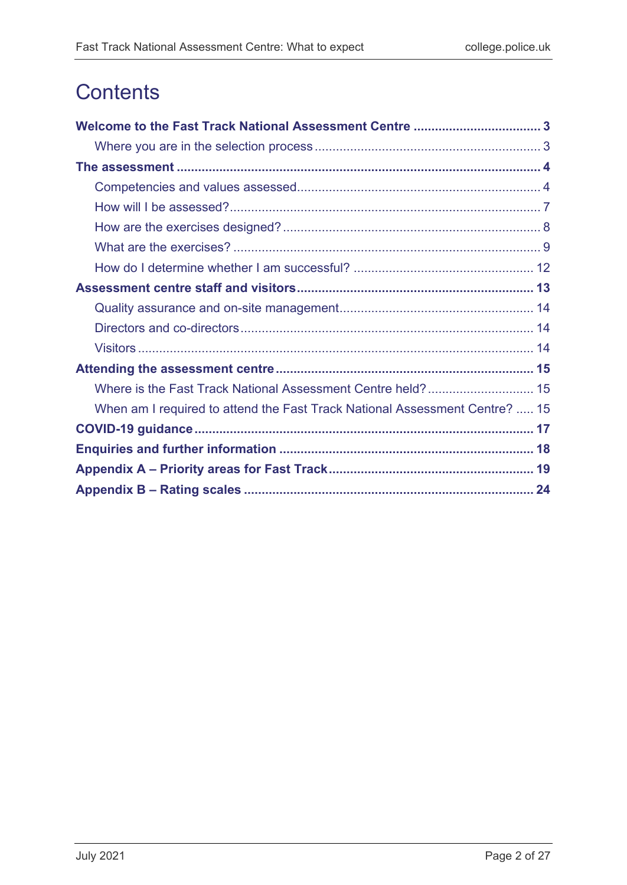# Contents

**Welcome to the Fast Track National Assessment Centre .................................... 3**

- Where you are in the selection process ............................................................... 3

**The assessment ...................................................................................................... 4**

- Competencies and values assessed..................................................................... 4
- How will I be assessed?....................................................................................... 7
- How are the exercises designed? ........................................................................ 8
- What are the exercises? ...................................................................................... 9
- How do I determine whether I am successful? .................................................. 12

**Assessment centre staff and visitors.................................................................. 13**

- Quality assurance and on-site management...................................................... 14
- Directors and co-directors .................................................................................. 14
- Visitors .............................................................................................................. 14

**Attending the assessment centre ........................................................................ 15**

- Where is the Fast Track National Assessment Centre held? .............................. 15
- When am I required to attend the Fast Track National Assessment Centre? ..... 15

**COVID-19 guidance ............................................................................................... 17**

**Enquiries and further information ....................................................................... 18**

**Appendix A – Priority areas for Fast Track.......................................................... 19**

**Appendix B – Rating scales ................................................................................. 24**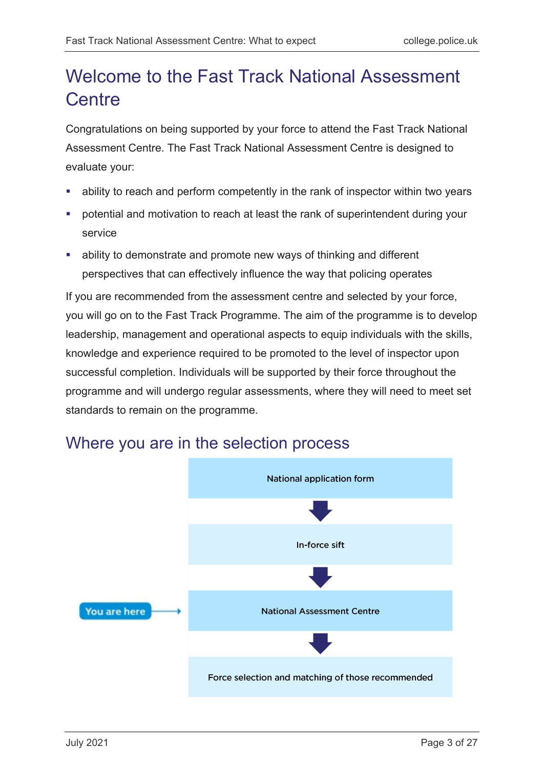# Welcome to the Fast Track National Assessment Centre

Congratulations on being supported by your force to attend the Fast Track National Assessment Centre. The Fast Track National Assessment Centre is designed to evaluate your:

- ability to reach and perform competently in the rank of inspector within two years
- potential and motivation to reach at least the rank of superintendent during your service
- ability to demonstrate and promote new ways of thinking and different perspectives that can effectively influence the way that policing operates

If you are recommended from the assessment centre and selected by your force, you will go on to the Fast Track Programme. The aim of the programme is to develop leadership, management and operational aspects to equip individuals with the skills, knowledge and experience required to be promoted to the level of inspector upon successful completion. Individuals will be supported by their force throughout the programme and will undergo regular assessments, where they will need to meet set standards to remain on the programme.

## Where you are in the selection process

National application form

↓

In-force sift

↓

National Assessment Centre ← You are here

↓

Force selection and matching of those recommended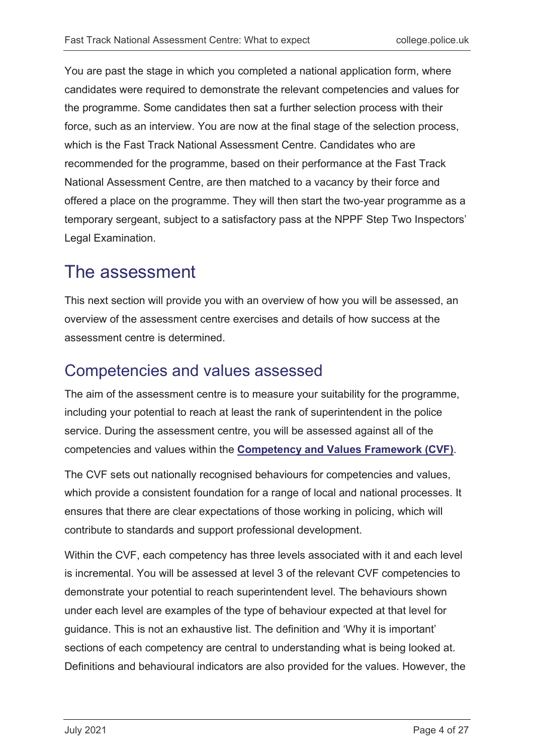You are past the stage in which you completed a national application form, where candidates were required to demonstrate the relevant competencies and values for the programme. Some candidates then sat a further selection process with their force, such as an interview. You are now at the final stage of the selection process, which is the Fast Track National Assessment Centre. Candidates who are recommended for the programme, based on their performance at the Fast Track National Assessment Centre, are then matched to a vacancy by their force and offered a place on the programme. They will then start the two-year programme as a temporary sergeant, subject to a satisfactory pass at the NPPF Step Two Inspectors' Legal Examination.

# The assessment

This next section will provide you with an overview of how you will be assessed, an overview of the assessment centre exercises and details of how success at the assessment centre is determined.

## Competencies and values assessed

The aim of the assessment centre is to measure your suitability for the programme, including your potential to reach at least the rank of superintendent in the police service. During the assessment centre, you will be assessed against all of the competencies and values within the **Competency and Values Framework (CVF)**.

The CVF sets out nationally recognised behaviours for competencies and values, which provide a consistent foundation for a range of local and national processes. It ensures that there are clear expectations of those working in policing, which will contribute to standards and support professional development.

Within the CVF, each competency has three levels associated with it and each level is incremental. You will be assessed at level 3 of the relevant CVF competencies to demonstrate your potential to reach superintendent level. The behaviours shown under each level are examples of the type of behaviour expected at that level for guidance. This is not an exhaustive list. The definition and 'Why it is important' sections of each competency are central to understanding what is being looked at. Definitions and behavioural indicators are also provided for the values. However, the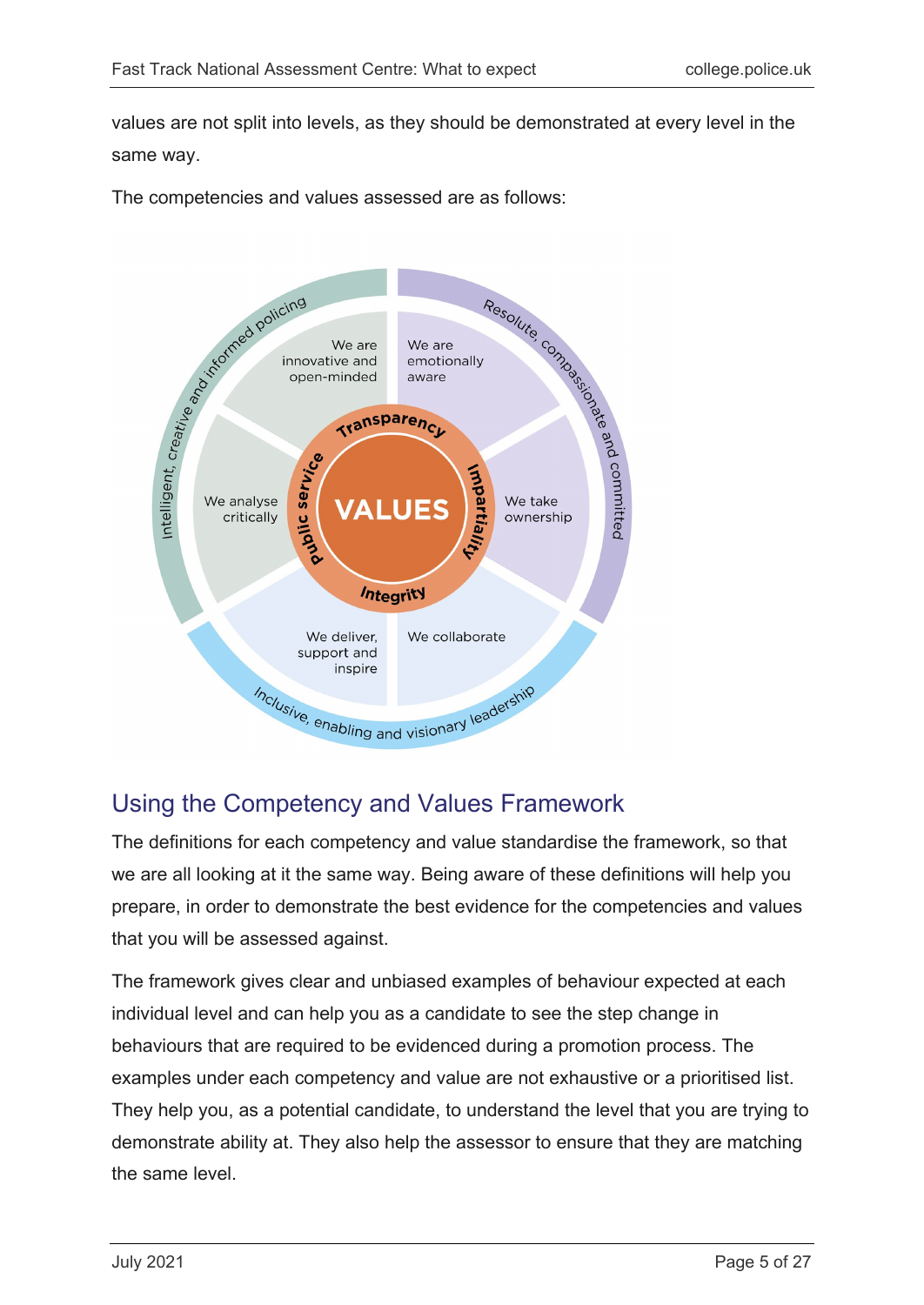values are not split into levels, as they should be demonstrated at every level in the same way.

The competencies and values assessed are as follows:

Intelligent, creative and informed policing

We are innovative and open-minded

We analyse critically

Resolute, compassionate and committed

We are emotionally aware

We take ownership

Inclusive, enabling and visionary leadership

We deliver, support and inspire

We collaborate

VALUES

Transparency

Impartiality

Integrity

Public service

## Using the Competency and Values Framework

The definitions for each competency and value standardise the framework, so that we are all looking at it the same way. Being aware of these definitions will help you prepare, in order to demonstrate the best evidence for the competencies and values that you will be assessed against.

The framework gives clear and unbiased examples of behaviour expected at each individual level and can help you as a candidate to see the step change in behaviours that are required to be evidenced during a promotion process. The examples under each competency and value are not exhaustive or a prioritised list. They help you, as a potential candidate, to understand the level that you are trying to demonstrate ability at. They also help the assessor to ensure that they are matching the same level.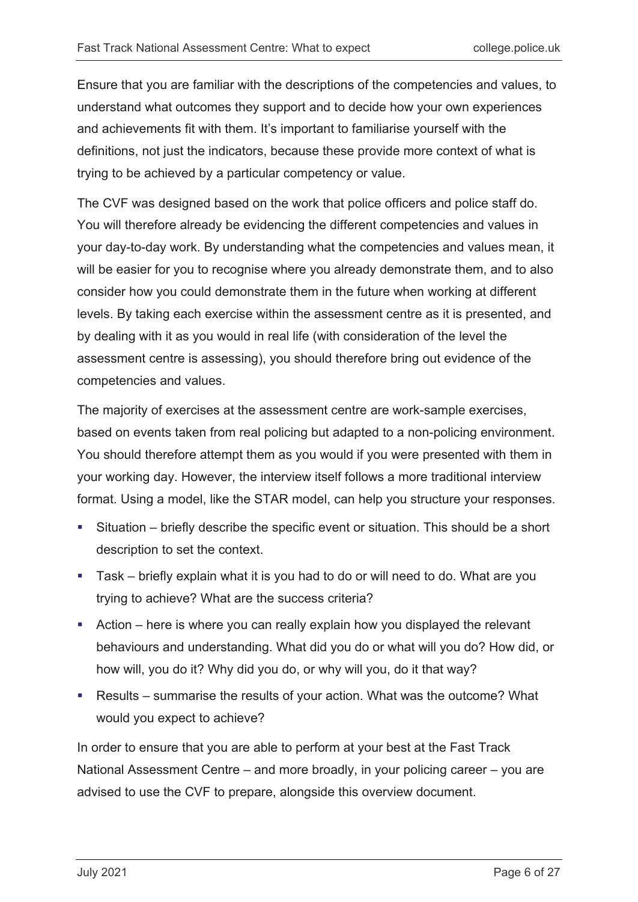Ensure that you are familiar with the descriptions of the competencies and values, to understand what outcomes they support and to decide how your own experiences and achievements fit with them. It's important to familiarise yourself with the definitions, not just the indicators, because these provide more context of what is trying to be achieved by a particular competency or value.

The CVF was designed based on the work that police officers and police staff do. You will therefore already be evidencing the different competencies and values in your day-to-day work. By understanding what the competencies and values mean, it will be easier for you to recognise where you already demonstrate them, and to also consider how you could demonstrate them in the future when working at different levels. By taking each exercise within the assessment centre as it is presented, and by dealing with it as you would in real life (with consideration of the level the assessment centre is assessing), you should therefore bring out evidence of the competencies and values.

The majority of exercises at the assessment centre are work-sample exercises, based on events taken from real policing but adapted to a non-policing environment. You should therefore attempt them as you would if you were presented with them in your working day. However, the interview itself follows a more traditional interview format. Using a model, like the STAR model, can help you structure your responses.

- Situation – briefly describe the specific event or situation. This should be a short description to set the context.
- Task – briefly explain what it is you had to do or will need to do. What are you trying to achieve? What are the success criteria?
- Action – here is where you can really explain how you displayed the relevant behaviours and understanding. What did you do or what will you do? How did, or how will, you do it? Why did you do, or why will you, do it that way?
- Results – summarise the results of your action. What was the outcome? What would you expect to achieve?

In order to ensure that you are able to perform at your best at the Fast Track National Assessment Centre – and more broadly, in your policing career – you are advised to use the CVF to prepare, alongside this overview document.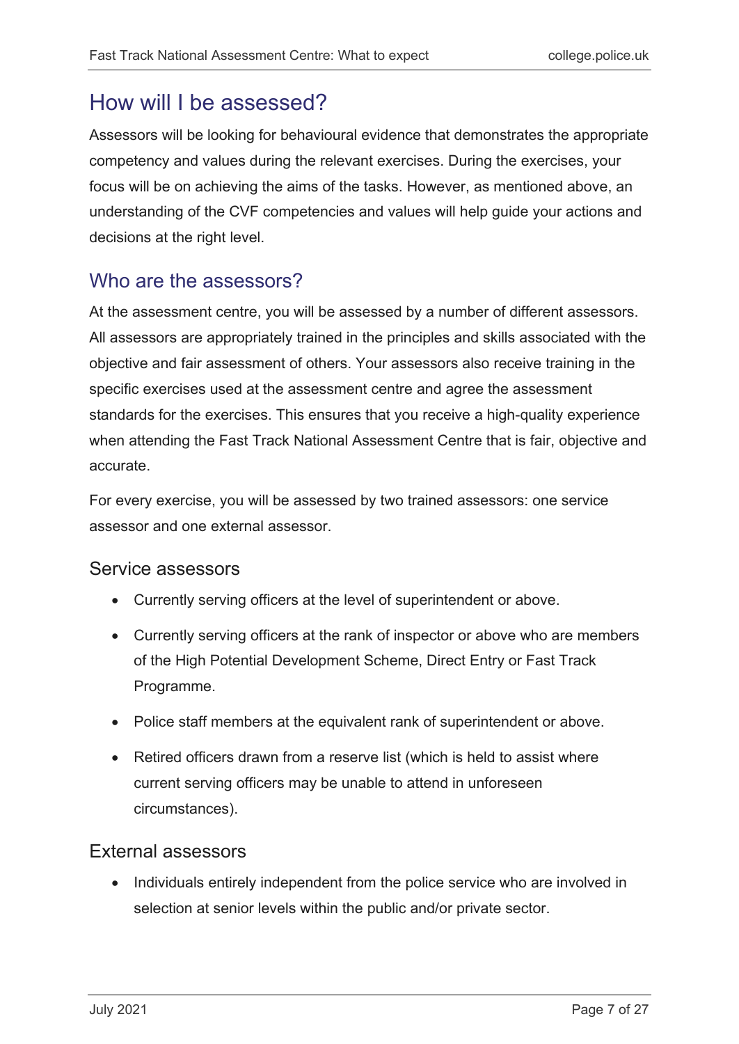## How will I be assessed?

Assessors will be looking for behavioural evidence that demonstrates the appropriate competency and values during the relevant exercises. During the exercises, your focus will be on achieving the aims of the tasks. However, as mentioned above, an understanding of the CVF competencies and values will help guide your actions and decisions at the right level.

## Who are the assessors?

At the assessment centre, you will be assessed by a number of different assessors. All assessors are appropriately trained in the principles and skills associated with the objective and fair assessment of others. Your assessors also receive training in the specific exercises used at the assessment centre and agree the assessment standards for the exercises. This ensures that you receive a high-quality experience when attending the Fast Track National Assessment Centre that is fair, objective and accurate.

For every exercise, you will be assessed by two trained assessors: one service assessor and one external assessor.

### Service assessors

- Currently serving officers at the level of superintendent or above.
- Currently serving officers at the rank of inspector or above who are members of the High Potential Development Scheme, Direct Entry or Fast Track Programme.
- Police staff members at the equivalent rank of superintendent or above.
- Retired officers drawn from a reserve list (which is held to assist where current serving officers may be unable to attend in unforeseen circumstances).

### External assessors

- Individuals entirely independent from the police service who are involved in selection at senior levels within the public and/or private sector.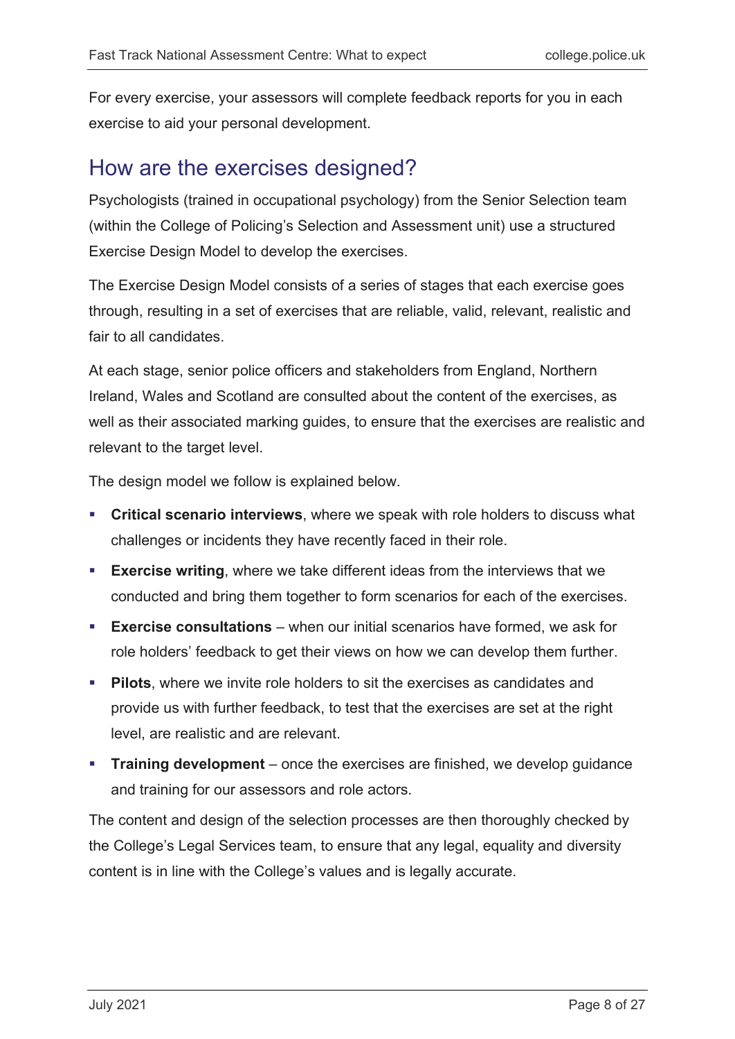For every exercise, your assessors will complete feedback reports for you in each exercise to aid your personal development.

## How are the exercises designed?

Psychologists (trained in occupational psychology) from the Senior Selection team (within the College of Policing's Selection and Assessment unit) use a structured Exercise Design Model to develop the exercises.

The Exercise Design Model consists of a series of stages that each exercise goes through, resulting in a set of exercises that are reliable, valid, relevant, realistic and fair to all candidates.

At each stage, senior police officers and stakeholders from England, Northern Ireland, Wales and Scotland are consulted about the content of the exercises, as well as their associated marking guides, to ensure that the exercises are realistic and relevant to the target level.

The design model we follow is explained below.

- **Critical scenario interviews**, where we speak with role holders to discuss what challenges or incidents they have recently faced in their role.
- **Exercise writing**, where we take different ideas from the interviews that we conducted and bring them together to form scenarios for each of the exercises.
- **Exercise consultations** – when our initial scenarios have formed, we ask for role holders' feedback to get their views on how we can develop them further.
- **Pilots**, where we invite role holders to sit the exercises as candidates and provide us with further feedback, to test that the exercises are set at the right level, are realistic and are relevant.
- **Training development** – once the exercises are finished, we develop guidance and training for our assessors and role actors.

The content and design of the selection processes are then thoroughly checked by the College's Legal Services team, to ensure that any legal, equality and diversity content is in line with the College's values and is legally accurate.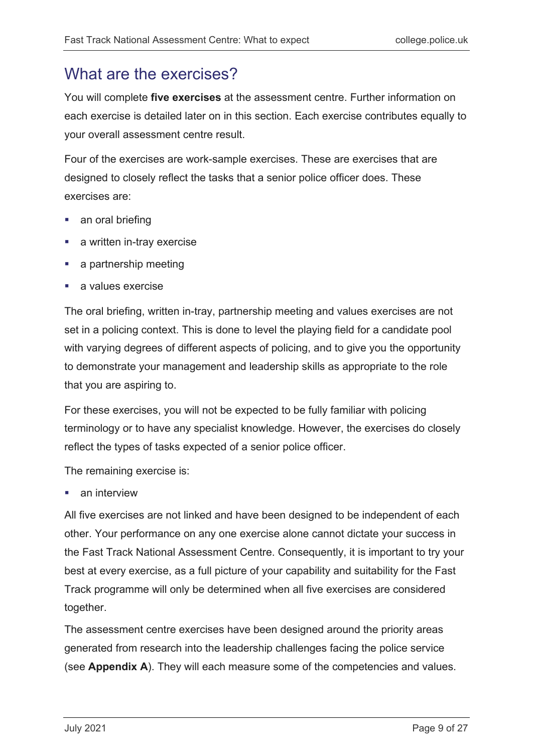## What are the exercises?

You will complete **five exercises** at the assessment centre. Further information on each exercise is detailed later on in this section. Each exercise contributes equally to your overall assessment centre result.

Four of the exercises are work-sample exercises. These are exercises that are designed to closely reflect the tasks that a senior police officer does. These exercises are:

- an oral briefing
- a written in-tray exercise
- a partnership meeting
- a values exercise

The oral briefing, written in-tray, partnership meeting and values exercises are not set in a policing context. This is done to level the playing field for a candidate pool with varying degrees of different aspects of policing, and to give you the opportunity to demonstrate your management and leadership skills as appropriate to the role that you are aspiring to.

For these exercises, you will not be expected to be fully familiar with policing terminology or to have any specialist knowledge. However, the exercises do closely reflect the types of tasks expected of a senior police officer.

The remaining exercise is:

- an interview

All five exercises are not linked and have been designed to be independent of each other. Your performance on any one exercise alone cannot dictate your success in the Fast Track National Assessment Centre. Consequently, it is important to try your best at every exercise, as a full picture of your capability and suitability for the Fast Track programme will only be determined when all five exercises are considered together.

The assessment centre exercises have been designed around the priority areas generated from research into the leadership challenges facing the police service (see **Appendix A**). They will each measure some of the competencies and values.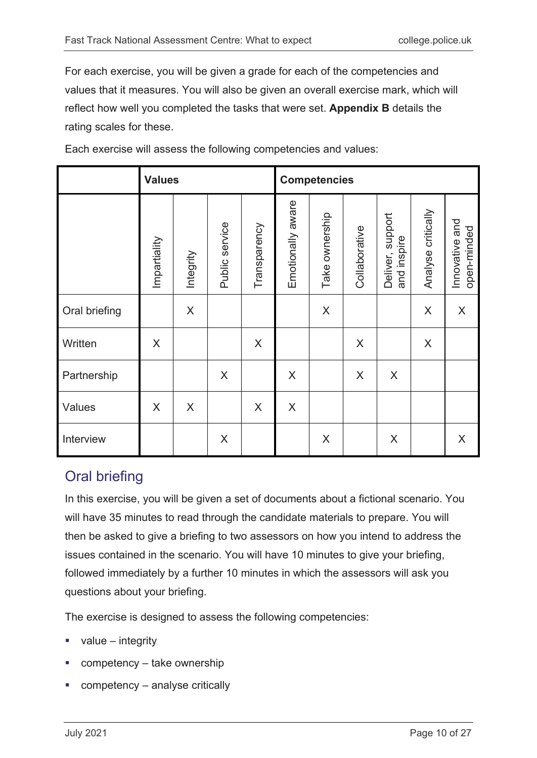For each exercise, you will be given a grade for each of the competencies and values that it measures. You will also be given an overall exercise mark, which will reflect how well you completed the tasks that were set. **Appendix B** details the rating scales for these.

Each exercise will assess the following competencies and values:

| | Values | | | | Competencies | | | | | |
|---|---|---|---|---|---|---|---|---|---|---|
| | Impartiality | Integrity | Public service | Transparency | Emotionally aware | Take ownership | Collaborative | Deliver, support and inspire | Analyse critically | Innovative and open-minded |
| Oral briefing | | X | | | | X | | | X | X |
| Written | X | | | X | | | X | | X | |
| Partnership | | | X | | X | | X | X | | |
| Values | X | X | | X | X | | | | | |
| Interview | | | X | | | X | | X | | X |

## Oral briefing

In this exercise, you will be given a set of documents about a fictional scenario. You will have 35 minutes to read through the candidate materials to prepare. You will then be asked to give a briefing to two assessors on how you intend to address the issues contained in the scenario. You will have 10 minutes to give your briefing, followed immediately by a further 10 minutes in which the assessors will ask you questions about your briefing.

The exercise is designed to assess the following competencies:

- value – integrity
- competency – take ownership
- competency – analyse critically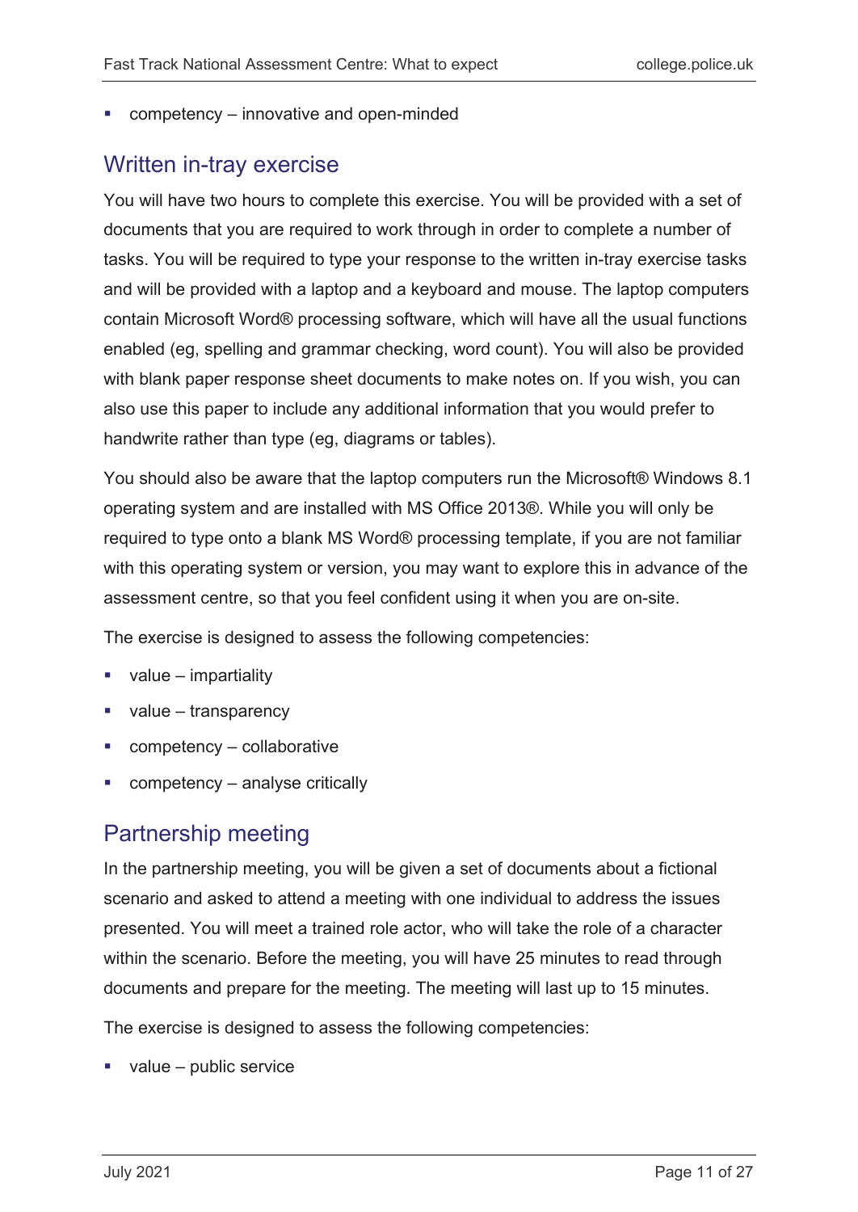- competency – innovative and open-minded

## Written in-tray exercise

You will have two hours to complete this exercise. You will be provided with a set of documents that you are required to work through in order to complete a number of tasks. You will be required to type your response to the written in-tray exercise tasks and will be provided with a laptop and a keyboard and mouse. The laptop computers contain Microsoft Word® processing software, which will have all the usual functions enabled (eg, spelling and grammar checking, word count). You will also be provided with blank paper response sheet documents to make notes on. If you wish, you can also use this paper to include any additional information that you would prefer to handwrite rather than type (eg, diagrams or tables).

You should also be aware that the laptop computers run the Microsoft® Windows 8.1 operating system and are installed with MS Office 2013®. While you will only be required to type onto a blank MS Word® processing template, if you are not familiar with this operating system or version, you may want to explore this in advance of the assessment centre, so that you feel confident using it when you are on-site.

The exercise is designed to assess the following competencies:

- value – impartiality
- value – transparency
- competency – collaborative
- competency – analyse critically

## Partnership meeting

In the partnership meeting, you will be given a set of documents about a fictional scenario and asked to attend a meeting with one individual to address the issues presented. You will meet a trained role actor, who will take the role of a character within the scenario. Before the meeting, you will have 25 minutes to read through documents and prepare for the meeting. The meeting will last up to 15 minutes.

The exercise is designed to assess the following competencies:

- value – public service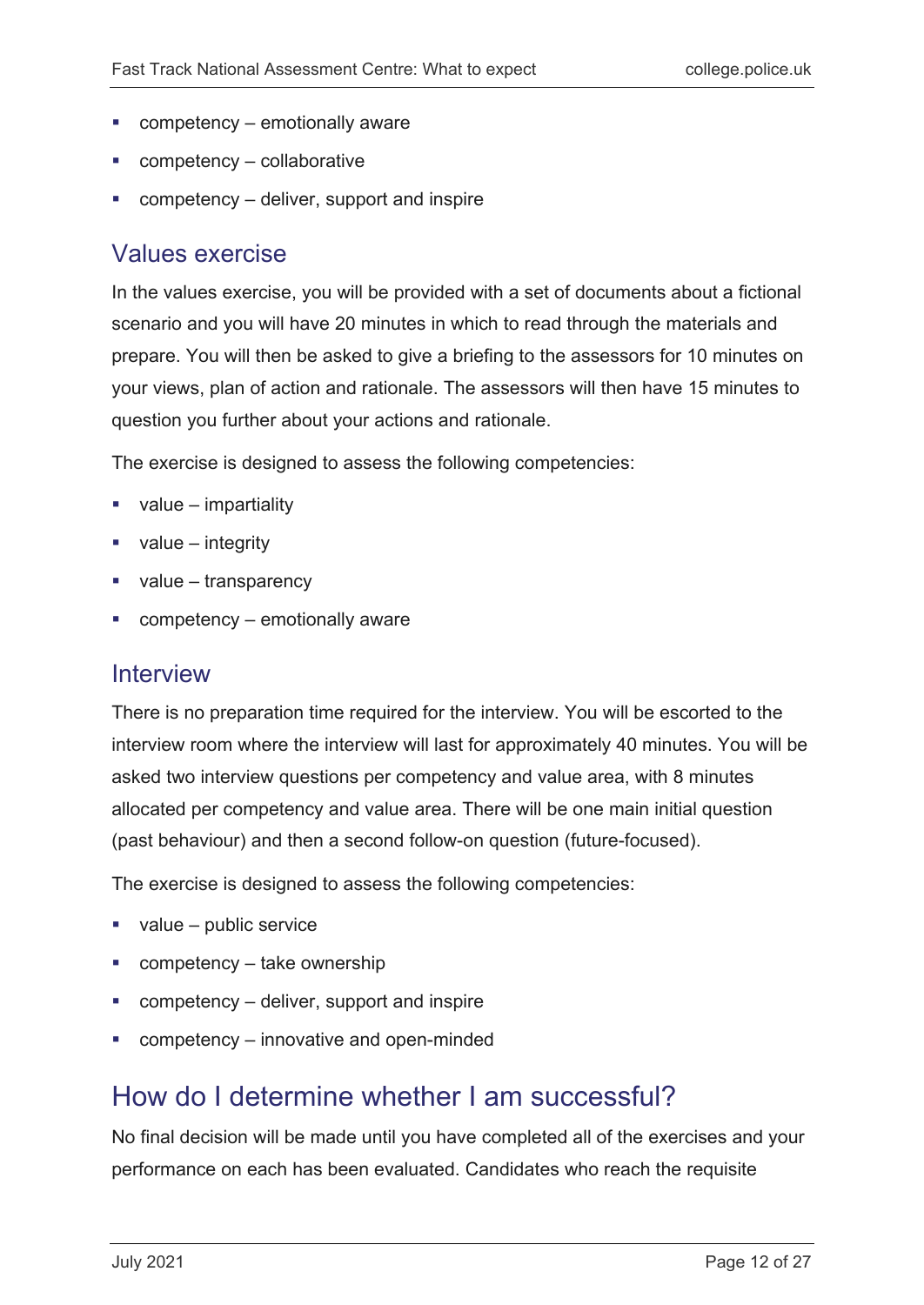- competency – emotionally aware
- competency – collaborative
- competency – deliver, support and inspire

## Values exercise

In the values exercise, you will be provided with a set of documents about a fictional scenario and you will have 20 minutes in which to read through the materials and prepare. You will then be asked to give a briefing to the assessors for 10 minutes on your views, plan of action and rationale. The assessors will then have 15 minutes to question you further about your actions and rationale.

The exercise is designed to assess the following competencies:

- value – impartiality
- value – integrity
- value – transparency
- competency – emotionally aware

## Interview

There is no preparation time required for the interview. You will be escorted to the interview room where the interview will last for approximately 40 minutes. You will be asked two interview questions per competency and value area, with 8 minutes allocated per competency and value area. There will be one main initial question (past behaviour) and then a second follow-on question (future-focused).

The exercise is designed to assess the following competencies:

- value – public service
- competency – take ownership
- competency – deliver, support and inspire
- competency – innovative and open-minded

# How do I determine whether I am successful?

No final decision will be made until you have completed all of the exercises and your performance on each has been evaluated. Candidates who reach the requisite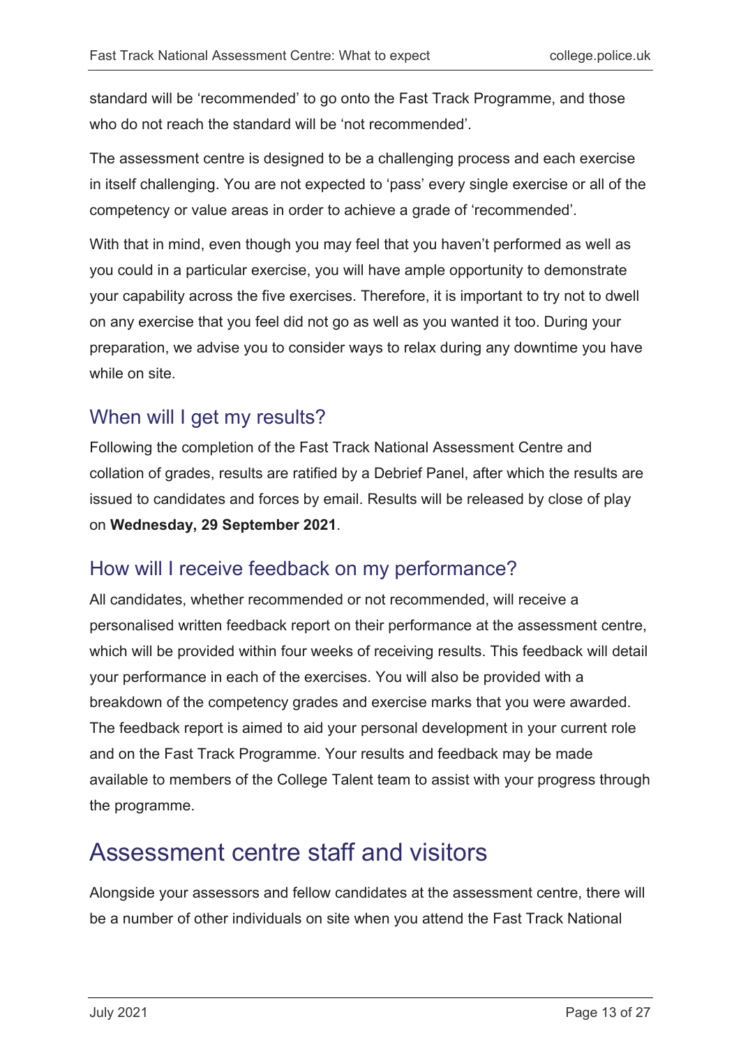standard will be 'recommended' to go onto the Fast Track Programme, and those who do not reach the standard will be 'not recommended'.

The assessment centre is designed to be a challenging process and each exercise in itself challenging. You are not expected to 'pass' every single exercise or all of the competency or value areas in order to achieve a grade of 'recommended'.

With that in mind, even though you may feel that you haven't performed as well as you could in a particular exercise, you will have ample opportunity to demonstrate your capability across the five exercises. Therefore, it is important to try not to dwell on any exercise that you feel did not go as well as you wanted it too. During your preparation, we advise you to consider ways to relax during any downtime you have while on site.

## When will I get my results?

Following the completion of the Fast Track National Assessment Centre and collation of grades, results are ratified by a Debrief Panel, after which the results are issued to candidates and forces by email. Results will be released by close of play on **Wednesday, 29 September 2021**.

## How will I receive feedback on my performance?

All candidates, whether recommended or not recommended, will receive a personalised written feedback report on their performance at the assessment centre, which will be provided within four weeks of receiving results. This feedback will detail your performance in each of the exercises. You will also be provided with a breakdown of the competency grades and exercise marks that you were awarded. The feedback report is aimed to aid your personal development in your current role and on the Fast Track Programme. Your results and feedback may be made available to members of the College Talent team to assist with your progress through the programme.

# Assessment centre staff and visitors

Alongside your assessors and fellow candidates at the assessment centre, there will be a number of other individuals on site when you attend the Fast Track National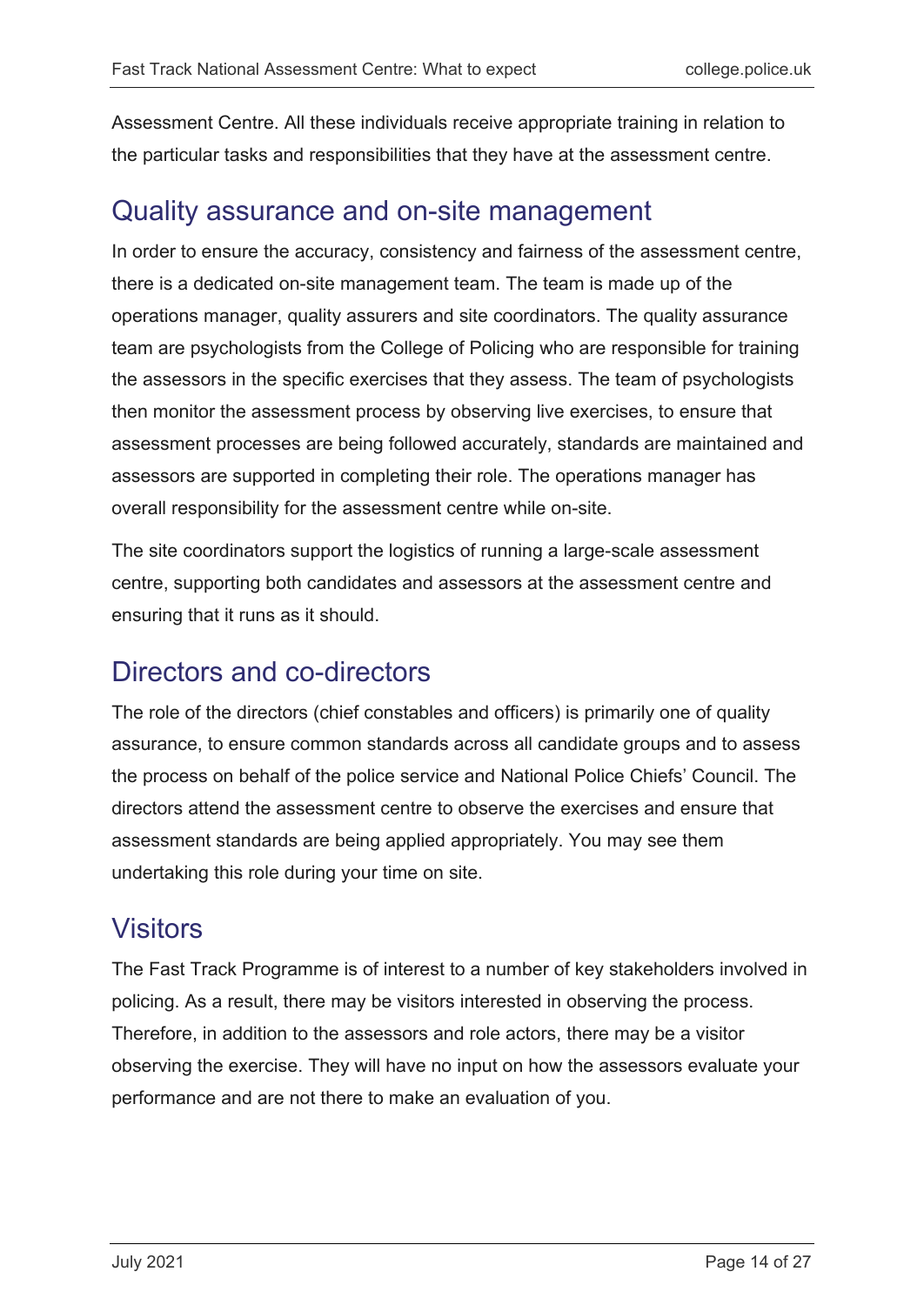Assessment Centre. All these individuals receive appropriate training in relation to the particular tasks and responsibilities that they have at the assessment centre.

## Quality assurance and on-site management

In order to ensure the accuracy, consistency and fairness of the assessment centre, there is a dedicated on-site management team. The team is made up of the operations manager, quality assurers and site coordinators. The quality assurance team are psychologists from the College of Policing who are responsible for training the assessors in the specific exercises that they assess. The team of psychologists then monitor the assessment process by observing live exercises, to ensure that assessment processes are being followed accurately, standards are maintained and assessors are supported in completing their role. The operations manager has overall responsibility for the assessment centre while on-site.

The site coordinators support the logistics of running a large-scale assessment centre, supporting both candidates and assessors at the assessment centre and ensuring that it runs as it should.

## Directors and co-directors

The role of the directors (chief constables and officers) is primarily one of quality assurance, to ensure common standards across all candidate groups and to assess the process on behalf of the police service and National Police Chiefs' Council. The directors attend the assessment centre to observe the exercises and ensure that assessment standards are being applied appropriately. You may see them undertaking this role during your time on site.

## Visitors

The Fast Track Programme is of interest to a number of key stakeholders involved in policing. As a result, there may be visitors interested in observing the process. Therefore, in addition to the assessors and role actors, there may be a visitor observing the exercise. They will have no input on how the assessors evaluate your performance and are not there to make an evaluation of you.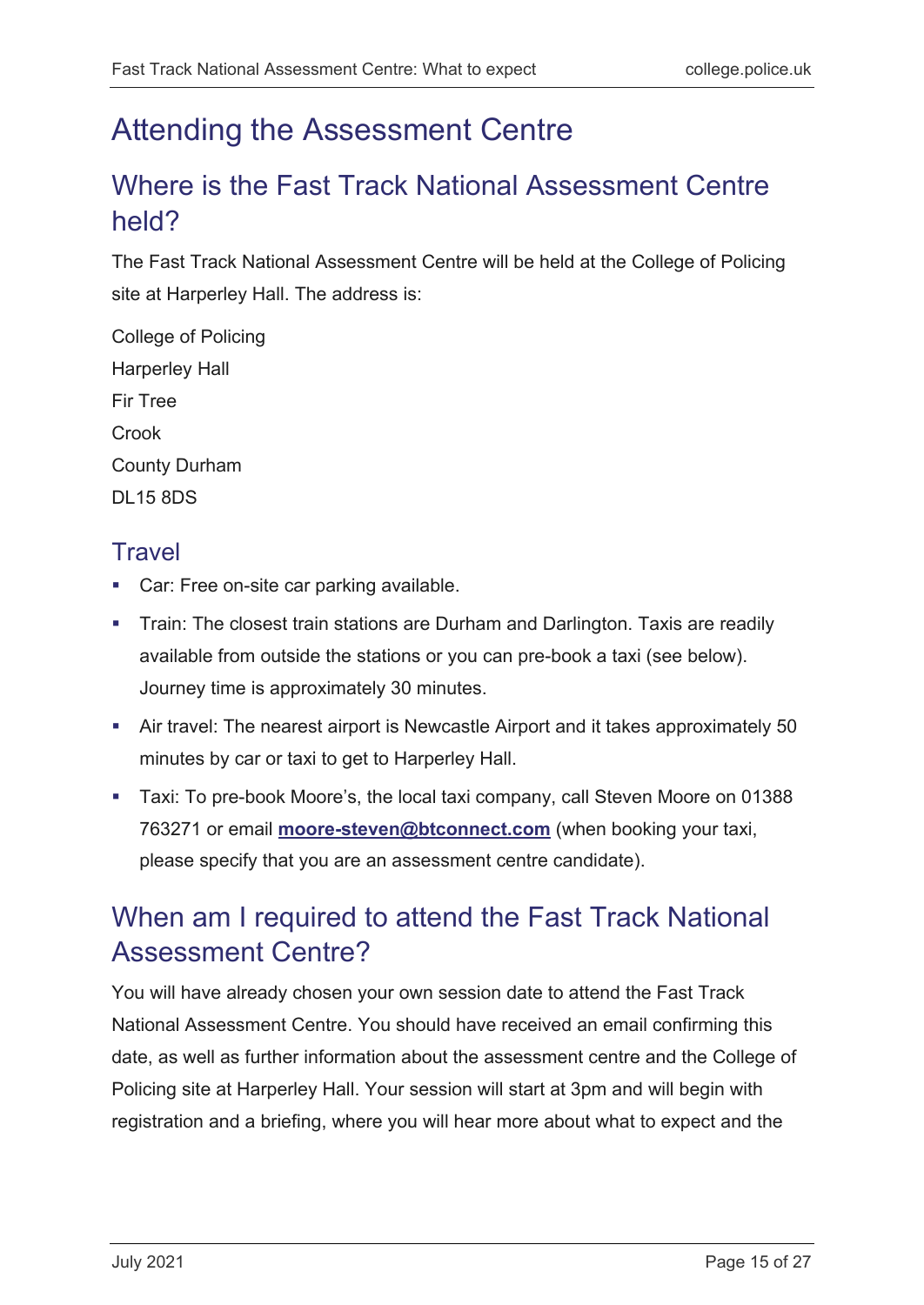# Attending the Assessment Centre

## Where is the Fast Track National Assessment Centre held?

The Fast Track National Assessment Centre will be held at the College of Policing site at Harperley Hall. The address is:

College of Policing
Harperley Hall
Fir Tree
Crook
County Durham
DL15 8DS

### Travel

- Car: Free on-site car parking available.
- Train: The closest train stations are Durham and Darlington. Taxis are readily available from outside the stations or you can pre-book a taxi (see below). Journey time is approximately 30 minutes.
- Air travel: The nearest airport is Newcastle Airport and it takes approximately 50 minutes by car or taxi to get to Harperley Hall.
- Taxi: To pre-book Moore's, the local taxi company, call Steven Moore on 01388 763271 or email **moore-steven@btconnect.com** (when booking your taxi, please specify that you are an assessment centre candidate).

## When am I required to attend the Fast Track National Assessment Centre?

You will have already chosen your own session date to attend the Fast Track National Assessment Centre. You should have received an email confirming this date, as well as further information about the assessment centre and the College of Policing site at Harperley Hall. Your session will start at 3pm and will begin with registration and a briefing, where you will hear more about what to expect and the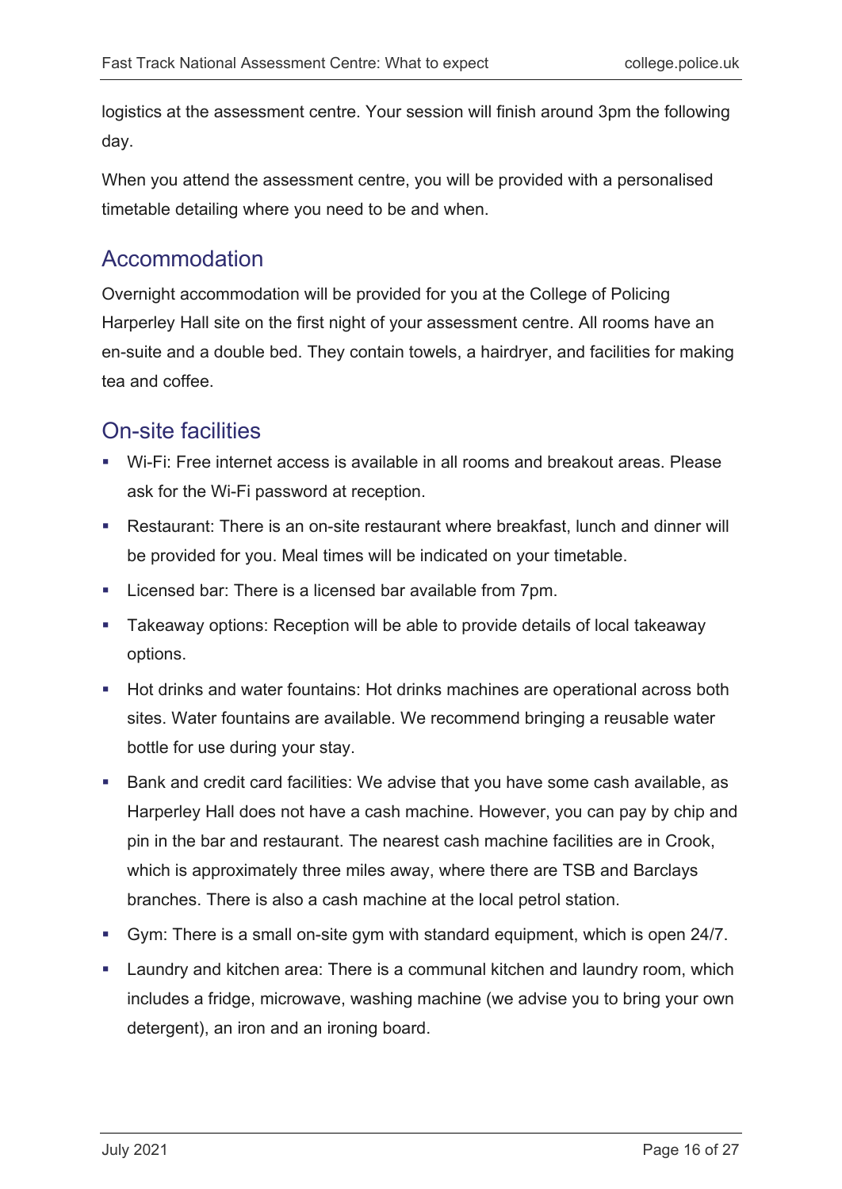logistics at the assessment centre. Your session will finish around 3pm the following day.

When you attend the assessment centre, you will be provided with a personalised timetable detailing where you need to be and when.

## Accommodation

Overnight accommodation will be provided for you at the College of Policing Harperley Hall site on the first night of your assessment centre. All rooms have an en-suite and a double bed. They contain towels, a hairdryer, and facilities for making tea and coffee.

## On-site facilities

- Wi-Fi: Free internet access is available in all rooms and breakout areas. Please ask for the Wi-Fi password at reception.
- Restaurant: There is an on-site restaurant where breakfast, lunch and dinner will be provided for you. Meal times will be indicated on your timetable.
- Licensed bar: There is a licensed bar available from 7pm.
- Takeaway options: Reception will be able to provide details of local takeaway options.
- Hot drinks and water fountains: Hot drinks machines are operational across both sites. Water fountains are available. We recommend bringing a reusable water bottle for use during your stay.
- Bank and credit card facilities: We advise that you have some cash available, as Harperley Hall does not have a cash machine. However, you can pay by chip and pin in the bar and restaurant. The nearest cash machine facilities are in Crook, which is approximately three miles away, where there are TSB and Barclays branches. There is also a cash machine at the local petrol station.
- Gym: There is a small on-site gym with standard equipment, which is open 24/7.
- Laundry and kitchen area: There is a communal kitchen and laundry room, which includes a fridge, microwave, washing machine (we advise you to bring your own detergent), an iron and an ironing board.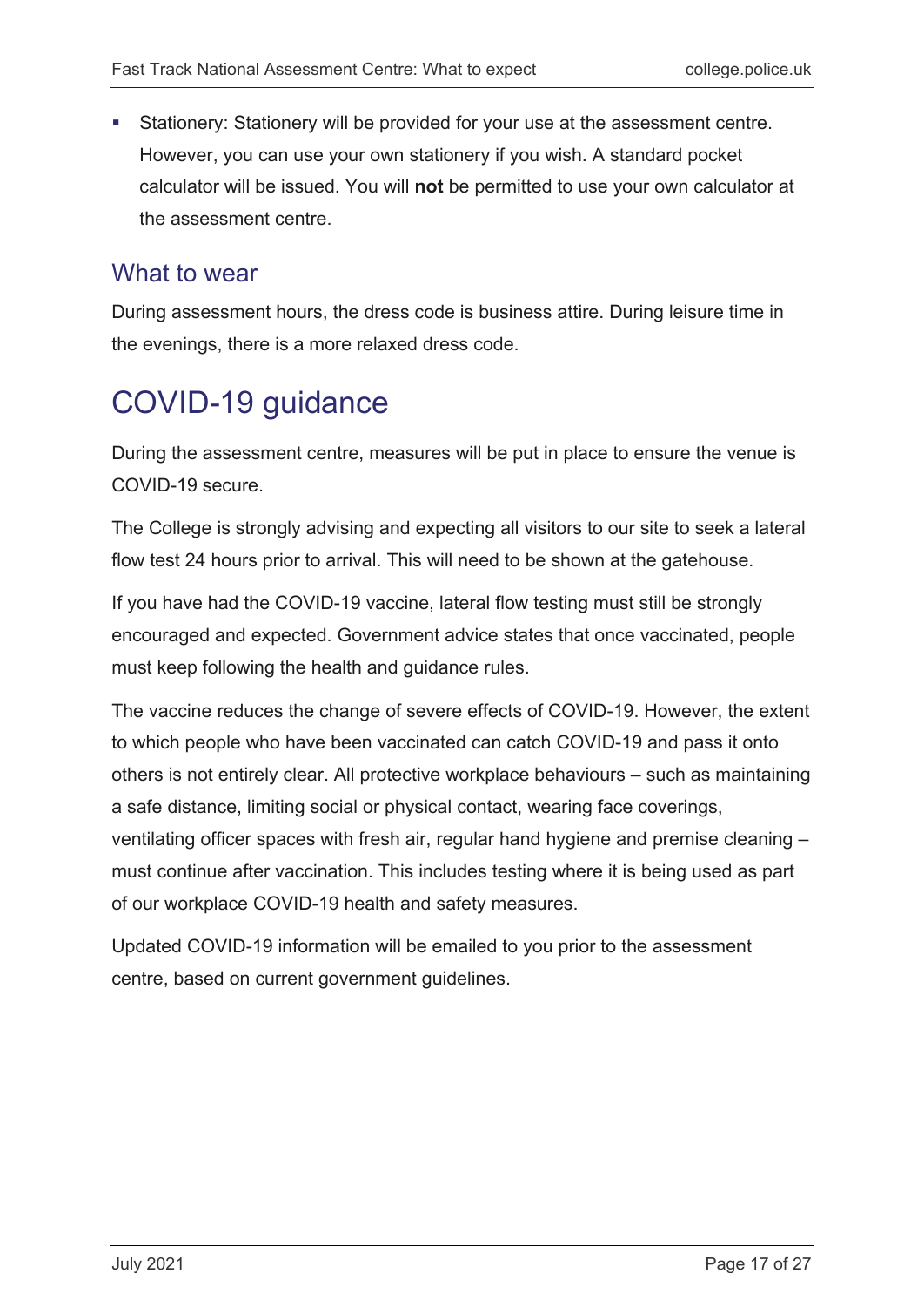- Stationery: Stationery will be provided for your use at the assessment centre. However, you can use your own stationery if you wish. A standard pocket calculator will be issued. You will **not** be permitted to use your own calculator at the assessment centre.

## What to wear

During assessment hours, the dress code is business attire. During leisure time in the evenings, there is a more relaxed dress code.

# COVID-19 guidance

During the assessment centre, measures will be put in place to ensure the venue is COVID-19 secure.

The College is strongly advising and expecting all visitors to our site to seek a lateral flow test 24 hours prior to arrival. This will need to be shown at the gatehouse.

If you have had the COVID-19 vaccine, lateral flow testing must still be strongly encouraged and expected. Government advice states that once vaccinated, people must keep following the health and guidance rules.

The vaccine reduces the change of severe effects of COVID-19. However, the extent to which people who have been vaccinated can catch COVID-19 and pass it onto others is not entirely clear. All protective workplace behaviours – such as maintaining a safe distance, limiting social or physical contact, wearing face coverings, ventilating officer spaces with fresh air, regular hand hygiene and premise cleaning – must continue after vaccination. This includes testing where it is being used as part of our workplace COVID-19 health and safety measures.

Updated COVID-19 information will be emailed to you prior to the assessment centre, based on current government guidelines.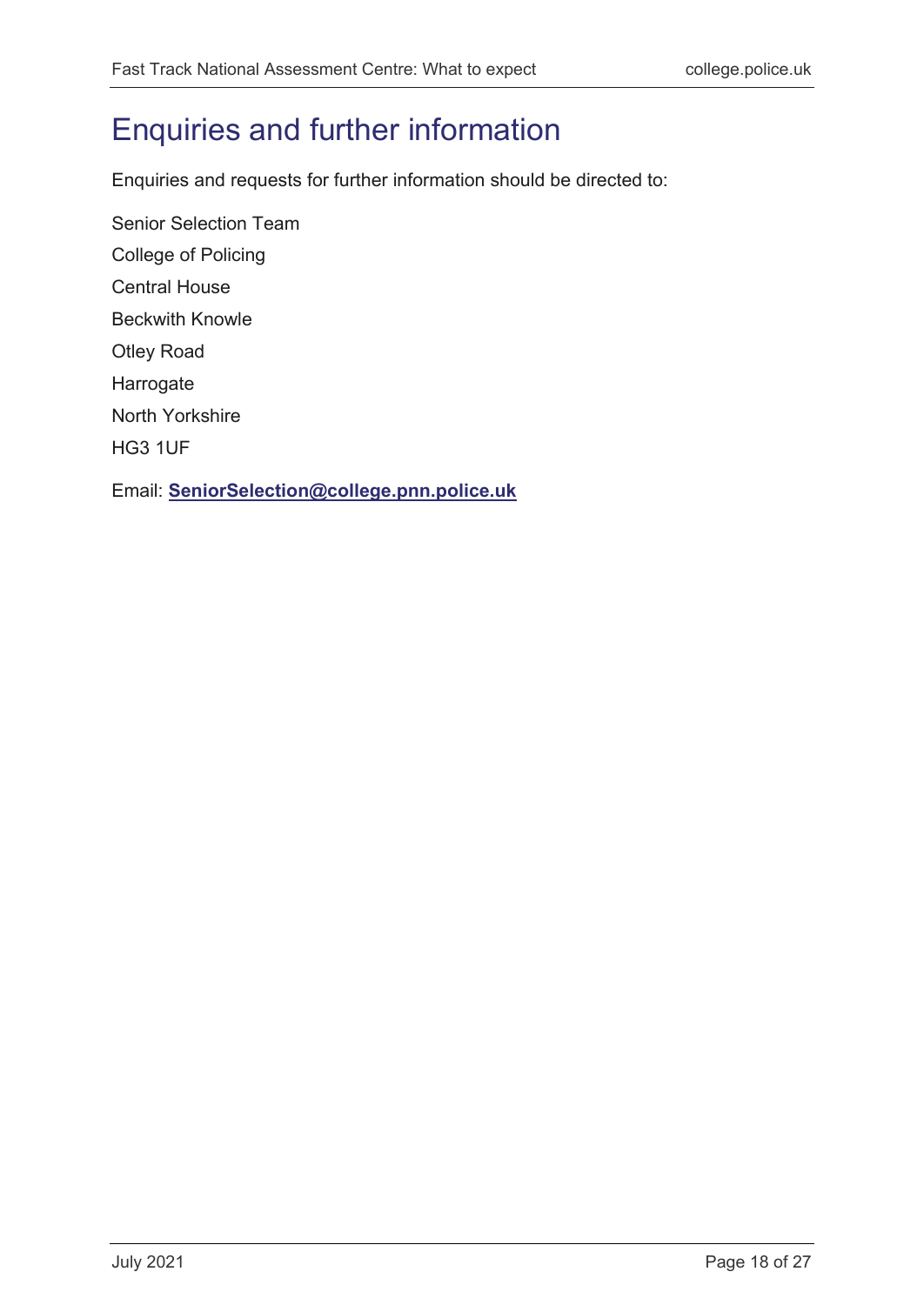# Enquiries and further information

Enquiries and requests for further information should be directed to:

Senior Selection Team

College of Policing

Central House

Beckwith Knowle

Otley Road

Harrogate

North Yorkshire

HG3 1UF

Email: **SeniorSelection@college.pnn.police.uk**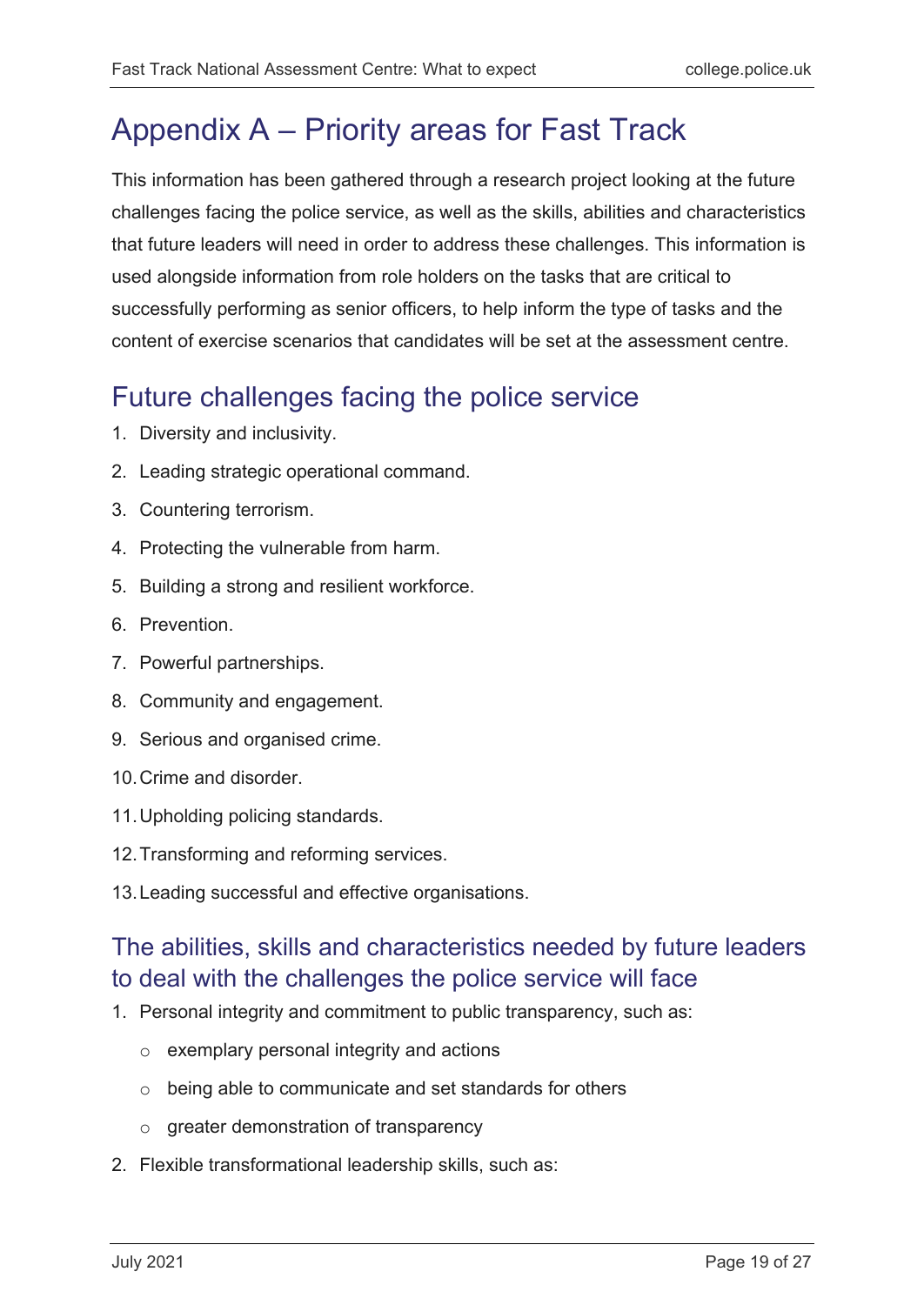# Appendix A – Priority areas for Fast Track

This information has been gathered through a research project looking at the future challenges facing the police service, as well as the skills, abilities and characteristics that future leaders will need in order to address these challenges. This information is used alongside information from role holders on the tasks that are critical to successfully performing as senior officers, to help inform the type of tasks and the content of exercise scenarios that candidates will be set at the assessment centre.

## Future challenges facing the police service

1. Diversity and inclusivity.
2. Leading strategic operational command.
3. Countering terrorism.
4. Protecting the vulnerable from harm.
5. Building a strong and resilient workforce.
6. Prevention.
7. Powerful partnerships.
8. Community and engagement.
9. Serious and organised crime.
10. Crime and disorder.
11. Upholding policing standards.
12. Transforming and reforming services.
13. Leading successful and effective organisations.

## The abilities, skills and characteristics needed by future leaders to deal with the challenges the police service will face

1. Personal integrity and commitment to public transparency, such as:
   - exemplary personal integrity and actions
   - being able to communicate and set standards for others
   - greater demonstration of transparency
2. Flexible transformational leadership skills, such as: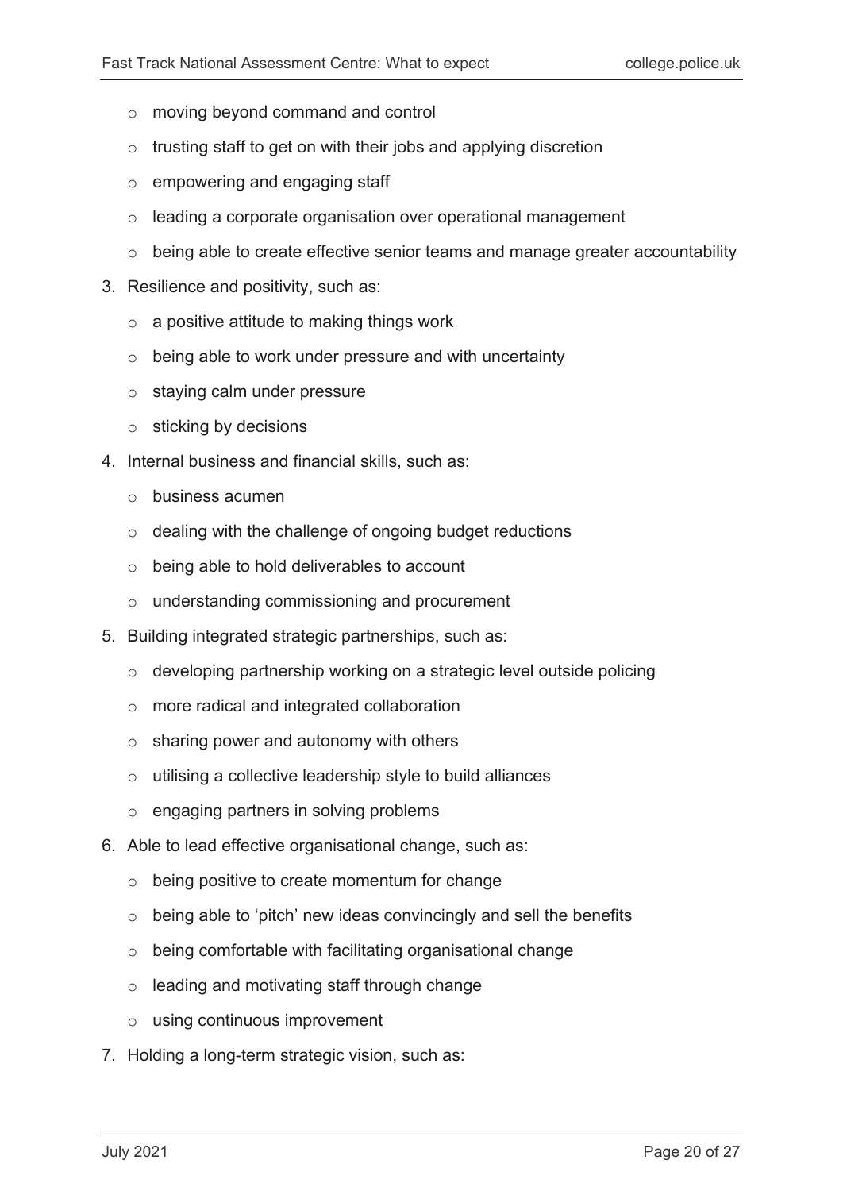- moving beyond command and control
- trusting staff to get on with their jobs and applying discretion
- empowering and engaging staff
- leading a corporate organisation over operational management
- being able to create effective senior teams and manage greater accountability

3. Resilience and positivity, such as:
   - a positive attitude to making things work
   - being able to work under pressure and with uncertainty
   - staying calm under pressure
   - sticking by decisions
4. Internal business and financial skills, such as:
   - business acumen
   - dealing with the challenge of ongoing budget reductions
   - being able to hold deliverables to account
   - understanding commissioning and procurement
5. Building integrated strategic partnerships, such as:
   - developing partnership working on a strategic level outside policing
   - more radical and integrated collaboration
   - sharing power and autonomy with others
   - utilising a collective leadership style to build alliances
   - engaging partners in solving problems
6. Able to lead effective organisational change, such as:
   - being positive to create momentum for change
   - being able to 'pitch' new ideas convincingly and sell the benefits
   - being comfortable with facilitating organisational change
   - leading and motivating staff through change
   - using continuous improvement
7. Holding a long-term strategic vision, such as: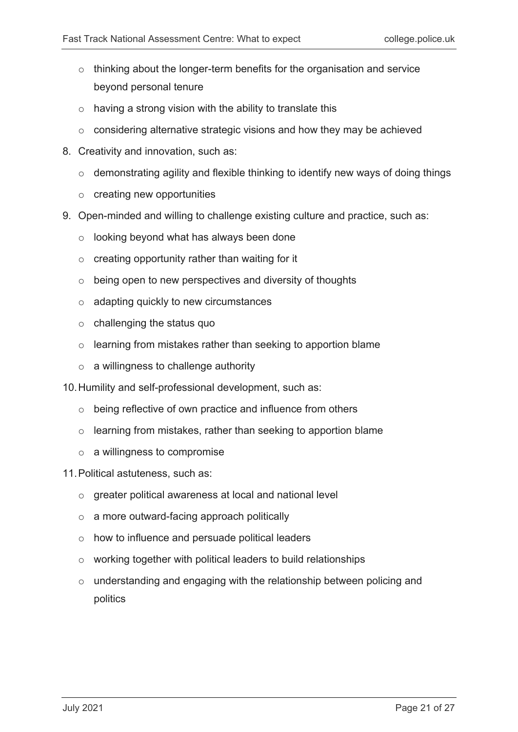- thinking about the longer-term benefits for the organisation and service beyond personal tenure
  - having a strong vision with the ability to translate this
  - considering alternative strategic visions and how they may be achieved

8. Creativity and innovation, such as:
   - demonstrating agility and flexible thinking to identify new ways of doing things
   - creating new opportunities
9. Open-minded and willing to challenge existing culture and practice, such as:
   - looking beyond what has always been done
   - creating opportunity rather than waiting for it
   - being open to new perspectives and diversity of thoughts
   - adapting quickly to new circumstances
   - challenging the status quo
   - learning from mistakes rather than seeking to apportion blame
   - a willingness to challenge authority
10. Humility and self-professional development, such as:
    - being reflective of own practice and influence from others
    - learning from mistakes, rather than seeking to apportion blame
    - a willingness to compromise
11. Political astuteness, such as:
    - greater political awareness at local and national level
    - a more outward-facing approach politically
    - how to influence and persuade political leaders
    - working together with political leaders to build relationships
    - understanding and engaging with the relationship between policing and politics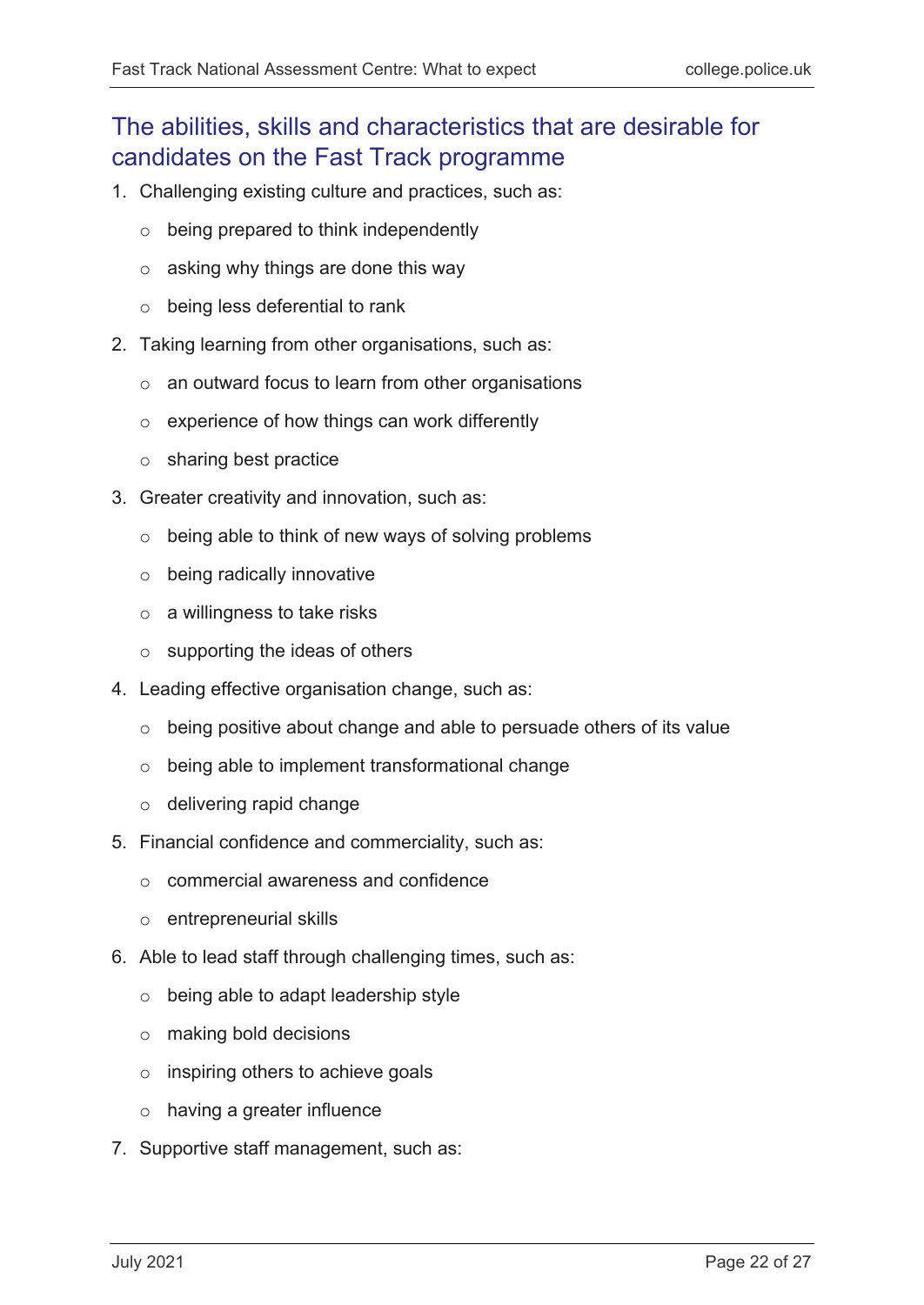## The abilities, skills and characteristics that are desirable for candidates on the Fast Track programme

1. Challenging existing culture and practices, such as:
   - being prepared to think independently
   - asking why things are done this way
   - being less deferential to rank
2. Taking learning from other organisations, such as:
   - an outward focus to learn from other organisations
   - experience of how things can work differently
   - sharing best practice
3. Greater creativity and innovation, such as:
   - being able to think of new ways of solving problems
   - being radically innovative
   - a willingness to take risks
   - supporting the ideas of others
4. Leading effective organisation change, such as:
   - being positive about change and able to persuade others of its value
   - being able to implement transformational change
   - delivering rapid change
5. Financial confidence and commerciality, such as:
   - commercial awareness and confidence
   - entrepreneurial skills
6. Able to lead staff through challenging times, such as:
   - being able to adapt leadership style
   - making bold decisions
   - inspiring others to achieve goals
   - having a greater influence
7. Supportive staff management, such as: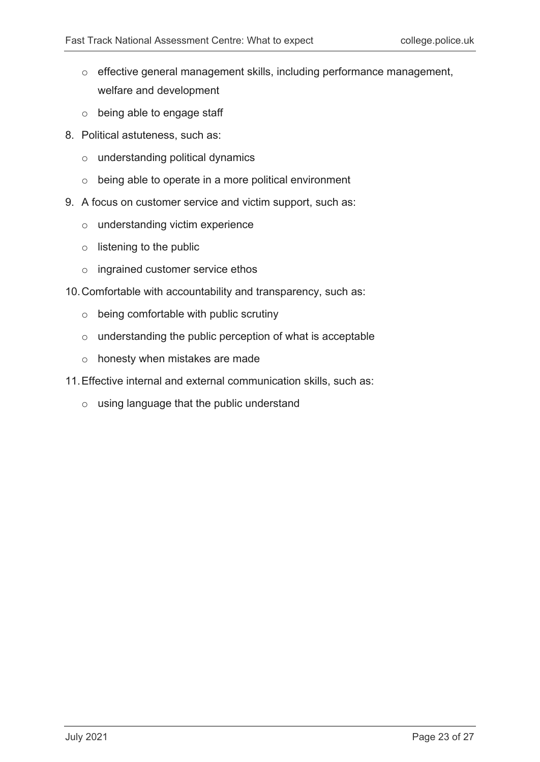- effective general management skills, including performance management, welfare and development
  - being able to engage staff

8. Political astuteness, such as:
   - understanding political dynamics
   - being able to operate in a more political environment
9. A focus on customer service and victim support, such as:
   - understanding victim experience
   - listening to the public
   - ingrained customer service ethos
10. Comfortable with accountability and transparency, such as:
    - being comfortable with public scrutiny
    - understanding the public perception of what is acceptable
    - honesty when mistakes are made
11. Effective internal and external communication skills, such as:
    - using language that the public understand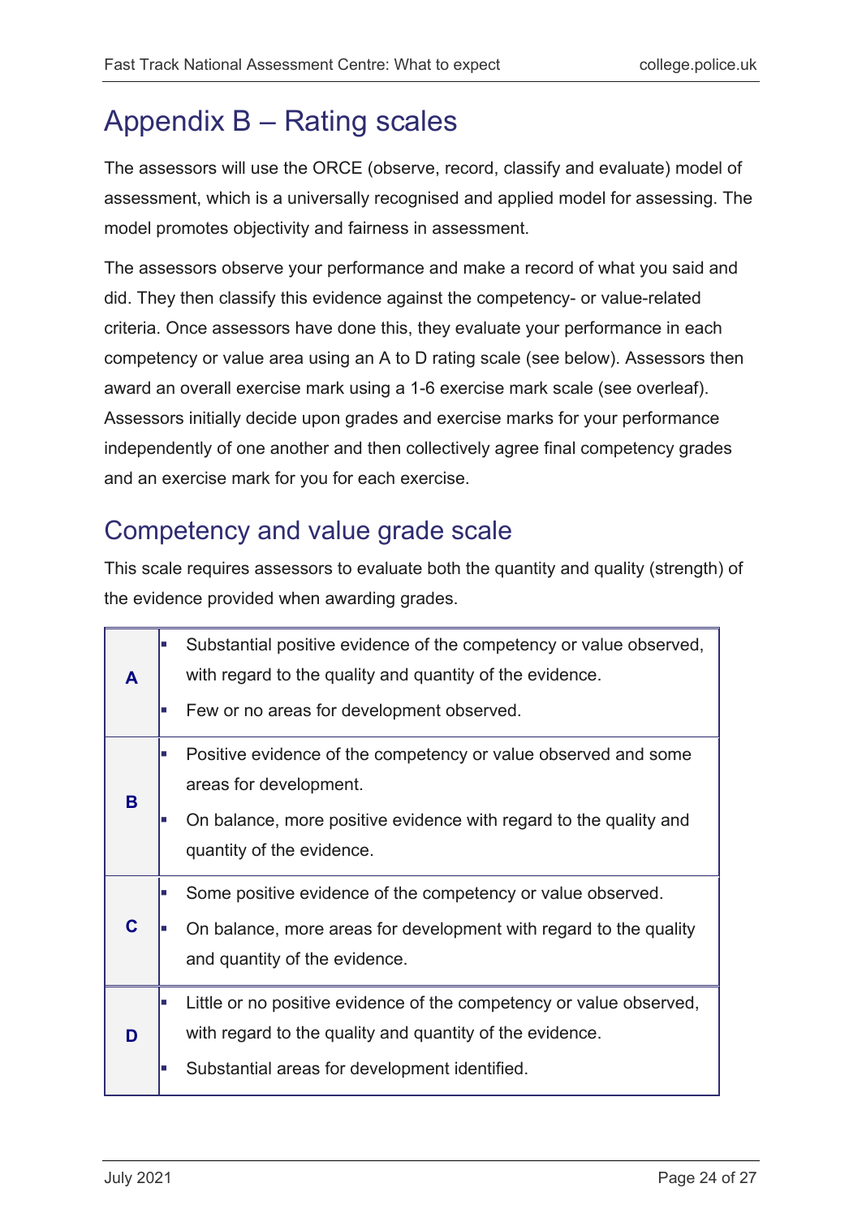# Appendix B – Rating scales

The assessors will use the ORCE (observe, record, classify and evaluate) model of assessment, which is a universally recognised and applied model for assessing. The model promotes objectivity and fairness in assessment.

The assessors observe your performance and make a record of what you said and did. They then classify this evidence against the competency- or value-related criteria. Once assessors have done this, they evaluate your performance in each competency or value area using an A to D rating scale (see below). Assessors then award an overall exercise mark using a 1-6 exercise mark scale (see overleaf). Assessors initially decide upon grades and exercise marks for your performance independently of one another and then collectively agree final competency grades and an exercise mark for you for each exercise.

## Competency and value grade scale

This scale requires assessors to evaluate both the quantity and quality (strength) of the evidence provided when awarding grades.

| Grade | Description |
|---|---|
| **A** | • Substantial positive evidence of the competency or value observed, with regard to the quality and quantity of the evidence.<br>• Few or no areas for development observed. |
| **B** | • Positive evidence of the competency or value observed and some areas for development.<br>• On balance, more positive evidence with regard to the quality and quantity of the evidence. |
| **C** | • Some positive evidence of the competency or value observed.<br>• On balance, more areas for development with regard to the quality and quantity of the evidence. |
| **D** | • Little or no positive evidence of the competency or value observed, with regard to the quality and quantity of the evidence.<br>• Substantial areas for development identified. |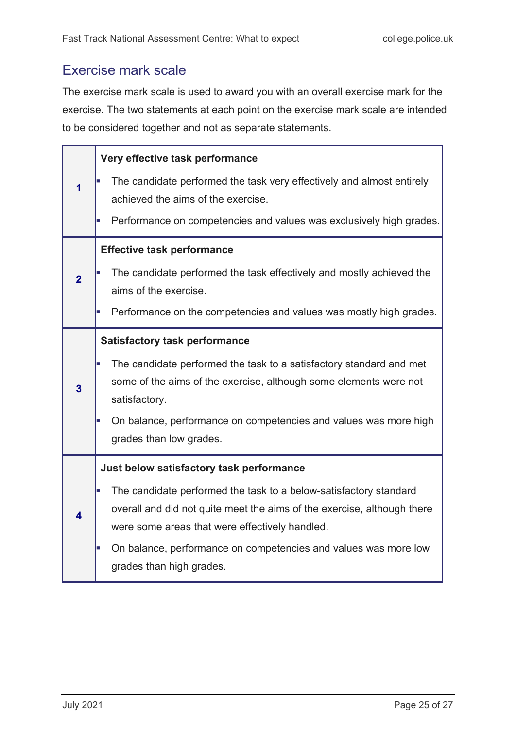## Exercise mark scale

The exercise mark scale is used to award you with an overall exercise mark for the exercise. The two statements at each point on the exercise mark scale are intended to be considered together and not as separate statements.

| | |
|---|---|
| **1** | **Very effective task performance**<br>- The candidate performed the task very effectively and almost entirely achieved the aims of the exercise.<br>- Performance on competencies and values was exclusively high grades. |
| **2** | **Effective task performance**<br>- The candidate performed the task effectively and mostly achieved the aims of the exercise.<br>- Performance on the competencies and values was mostly high grades. |
| **3** | **Satisfactory task performance**<br>- The candidate performed the task to a satisfactory standard and met some of the aims of the exercise, although some elements were not satisfactory.<br>- On balance, performance on competencies and values was more high grades than low grades. |
| **4** | **Just below satisfactory task performance**<br>- The candidate performed the task to a below-satisfactory standard overall and did not quite meet the aims of the exercise, although there were some areas that were effectively handled.<br>- On balance, performance on competencies and values was more low grades than high grades. |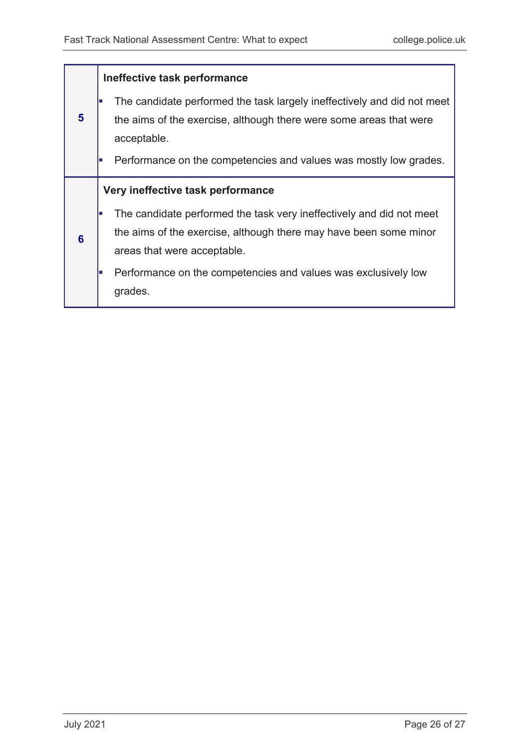| | |
|---|---|
| **5** | **Ineffective task performance**<br>- The candidate performed the task largely ineffectively and did not meet the aims of the exercise, although there were some areas that were acceptable.<br>- Performance on the competencies and values was mostly low grades. |
| **6** | **Very ineffective task performance**<br>- The candidate performed the task very ineffectively and did not meet the aims of the exercise, although there may have been some minor areas that were acceptable.<br>- Performance on the competencies and values was exclusively low grades. |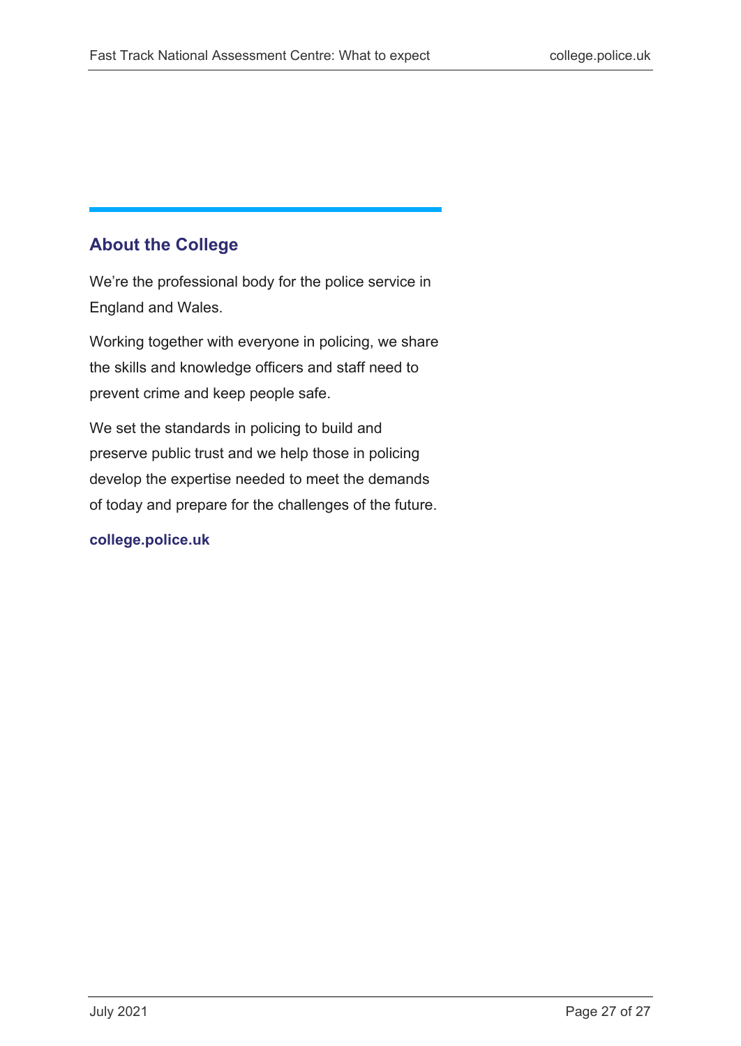## About the College

We're the professional body for the police service in England and Wales.

Working together with everyone in policing, we share the skills and knowledge officers and staff need to prevent crime and keep people safe.

We set the standards in policing to build and preserve public trust and we help those in policing develop the expertise needed to meet the demands of today and prepare for the challenges of the future.

**college.police.uk**